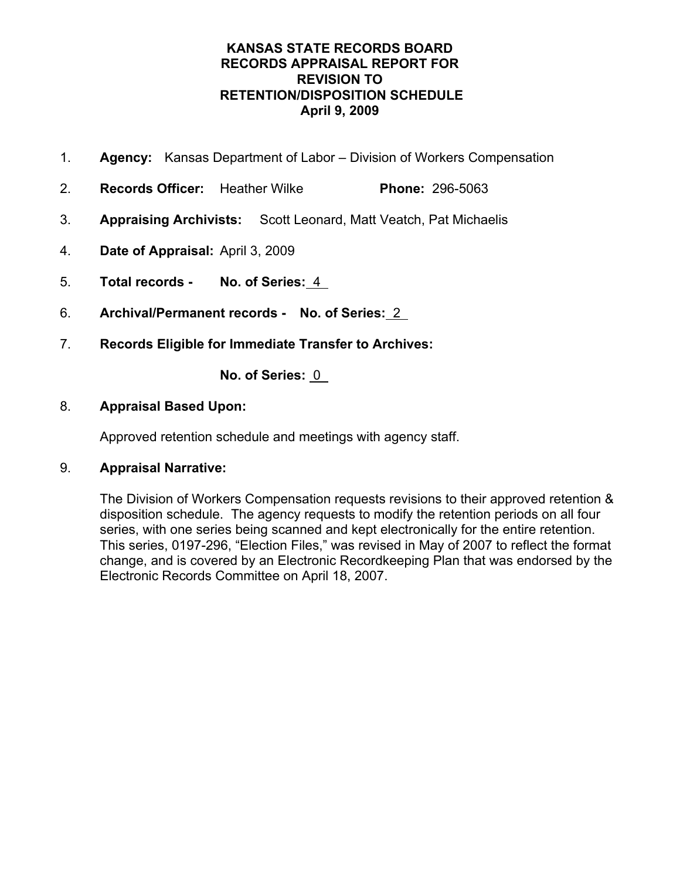# KANSAS STATE RECORDS BOARD
# RECORDS APPRAISAL REPORT FOR
# REVISION TO
# RETENTION/DISPOSITION SCHEDULE
# April 9, 2009

1. **Agency:** Kansas Department of Labor – Division of Workers Compensation

2. **Records Officer:** Heather Wilke **Phone:** 296-5063

3. **Appraising Archivists:** Scott Leonard, Matt Veatch, Pat Michaelis

4. **Date of Appraisal:** April 3, 2009

5. **Total records - No. of Series:** 4

6. **Archival/Permanent records - No. of Series:** 2

7. **Records Eligible for Immediate Transfer to Archives:**

   **No. of Series:** 0

8. **Appraisal Based Upon:**

   Approved retention schedule and meetings with agency staff.

9. **Appraisal Narrative:**

   The Division of Workers Compensation requests revisions to their approved retention & disposition schedule. The agency requests to modify the retention periods on all four series, with one series being scanned and kept electronically for the entire retention. This series, 0197-296, "Election Files," was revised in May of 2007 to reflect the format change, and is covered by an Electronic Recordkeeping Plan that was endorsed by the Electronic Records Committee on April 18, 2007.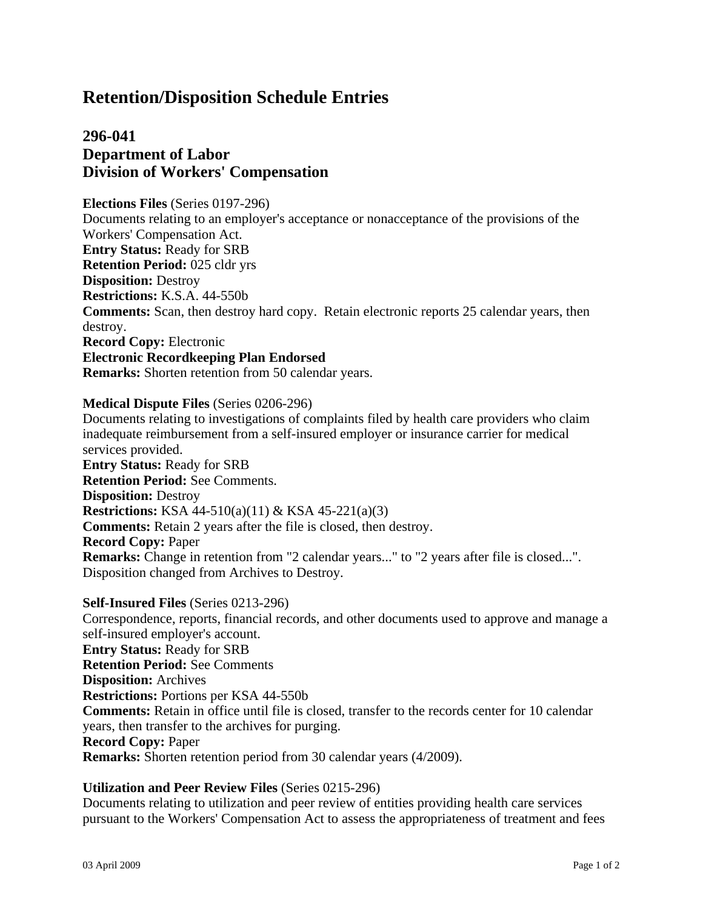# Retention/Disposition Schedule Entries

## 296-041
## Department of Labor
## Division of Workers' Compensation

**Elections Files** (Series 0197-296)
Documents relating to an employer's acceptance or nonacceptance of the provisions of the Workers' Compensation Act.
**Entry Status:** Ready for SRB
**Retention Period:** 025 cldr yrs
**Disposition:** Destroy
**Restrictions:** K.S.A. 44-550b
**Comments:** Scan, then destroy hard copy. Retain electronic reports 25 calendar years, then destroy.
**Record Copy:** Electronic
**Electronic Recordkeeping Plan Endorsed**
**Remarks:** Shorten retention from 50 calendar years.

**Medical Dispute Files** (Series 0206-296)
Documents relating to investigations of complaints filed by health care providers who claim inadequate reimbursement from a self-insured employer or insurance carrier for medical services provided.
**Entry Status:** Ready for SRB
**Retention Period:** See Comments.
**Disposition:** Destroy
**Restrictions:** KSA 44-510(a)(11) & KSA 45-221(a)(3)
**Comments:** Retain 2 years after the file is closed, then destroy.
**Record Copy:** Paper
**Remarks:** Change in retention from "2 calendar years..." to "2 years after file is closed...". Disposition changed from Archives to Destroy.

**Self-Insured Files** (Series 0213-296)
Correspondence, reports, financial records, and other documents used to approve and manage a self-insured employer's account.
**Entry Status:** Ready for SRB
**Retention Period:** See Comments
**Disposition:** Archives
**Restrictions:** Portions per KSA 44-550b
**Comments:** Retain in office until file is closed, transfer to the records center for 10 calendar years, then transfer to the archives for purging.
**Record Copy:** Paper
**Remarks:** Shorten retention period from 30 calendar years (4/2009).

**Utilization and Peer Review Files** (Series 0215-296)
Documents relating to utilization and peer review of entities providing health care services pursuant to the Workers' Compensation Act to assess the appropriateness of treatment and fees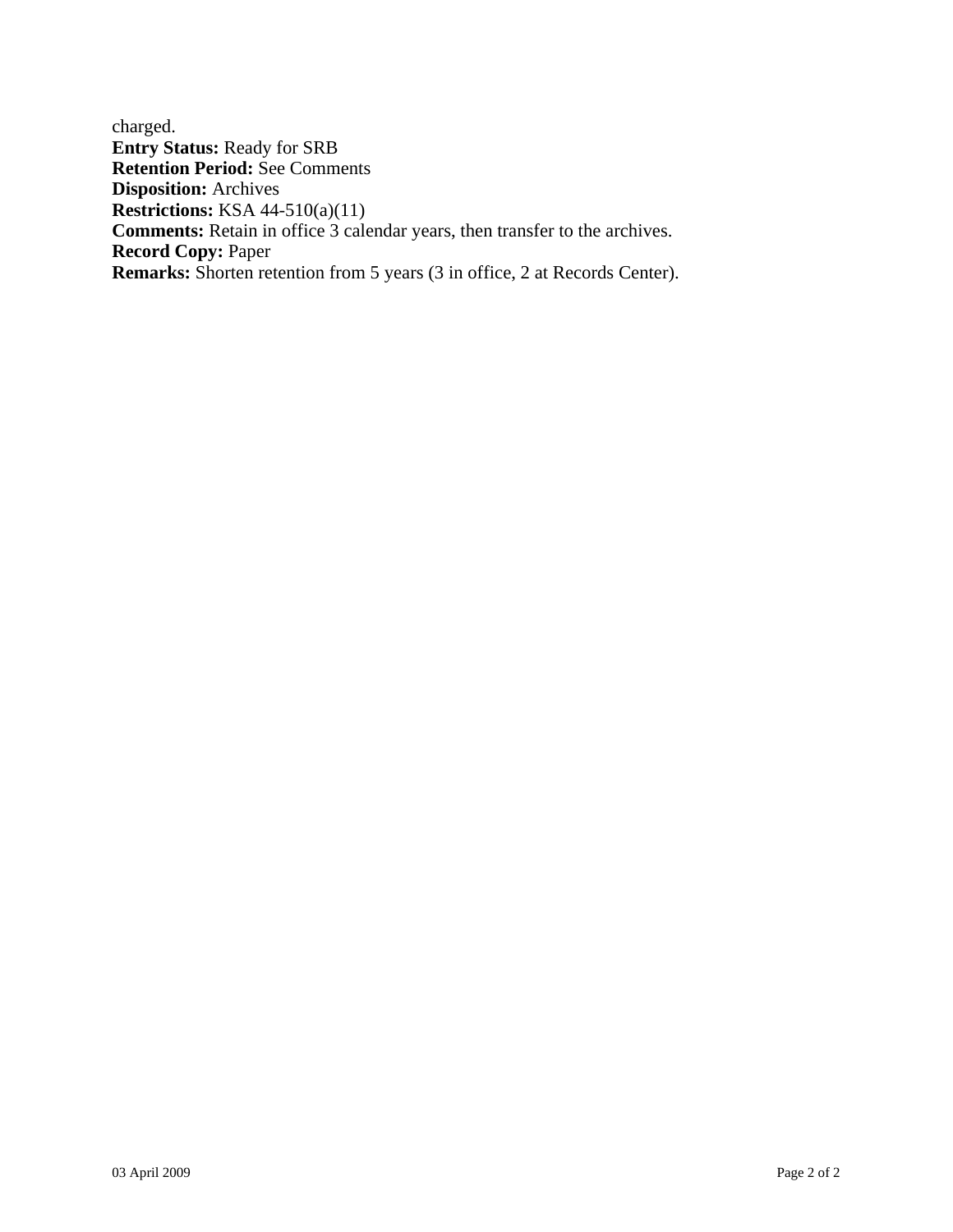charged.
**Entry Status:** Ready for SRB
**Retention Period:** See Comments
**Disposition:** Archives
**Restrictions:** KSA 44-510(a)(11)
**Comments:** Retain in office 3 calendar years, then transfer to the archives.
**Record Copy:** Paper
**Remarks:** Shorten retention from 5 years (3 in office, 2 at Records Center).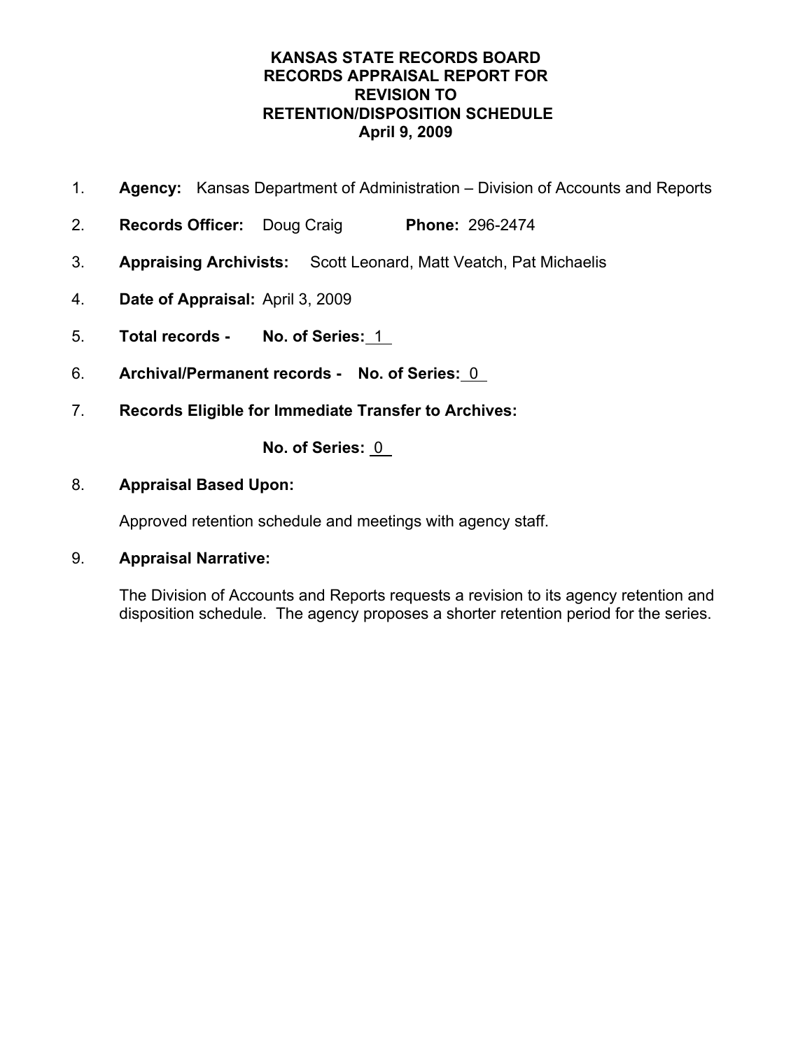# KANSAS STATE RECORDS BOARD
# RECORDS APPRAISAL REPORT FOR
# REVISION TO
# RETENTION/DISPOSITION SCHEDULE
# April 9, 2009

1. **Agency:** Kansas Department of Administration – Division of Accounts and Reports

2. **Records Officer:** Doug Craig **Phone:** 296-2474

3. **Appraising Archivists:** Scott Leonard, Matt Veatch, Pat Michaelis

4. **Date of Appraisal:** April 3, 2009

5. **Total records - No. of Series:** 1

6. **Archival/Permanent records - No. of Series:** 0

7. **Records Eligible for Immediate Transfer to Archives:**

   **No. of Series:** 0

8. **Appraisal Based Upon:**

   Approved retention schedule and meetings with agency staff.

9. **Appraisal Narrative:**

   The Division of Accounts and Reports requests a revision to its agency retention and disposition schedule. The agency proposes a shorter retention period for the series.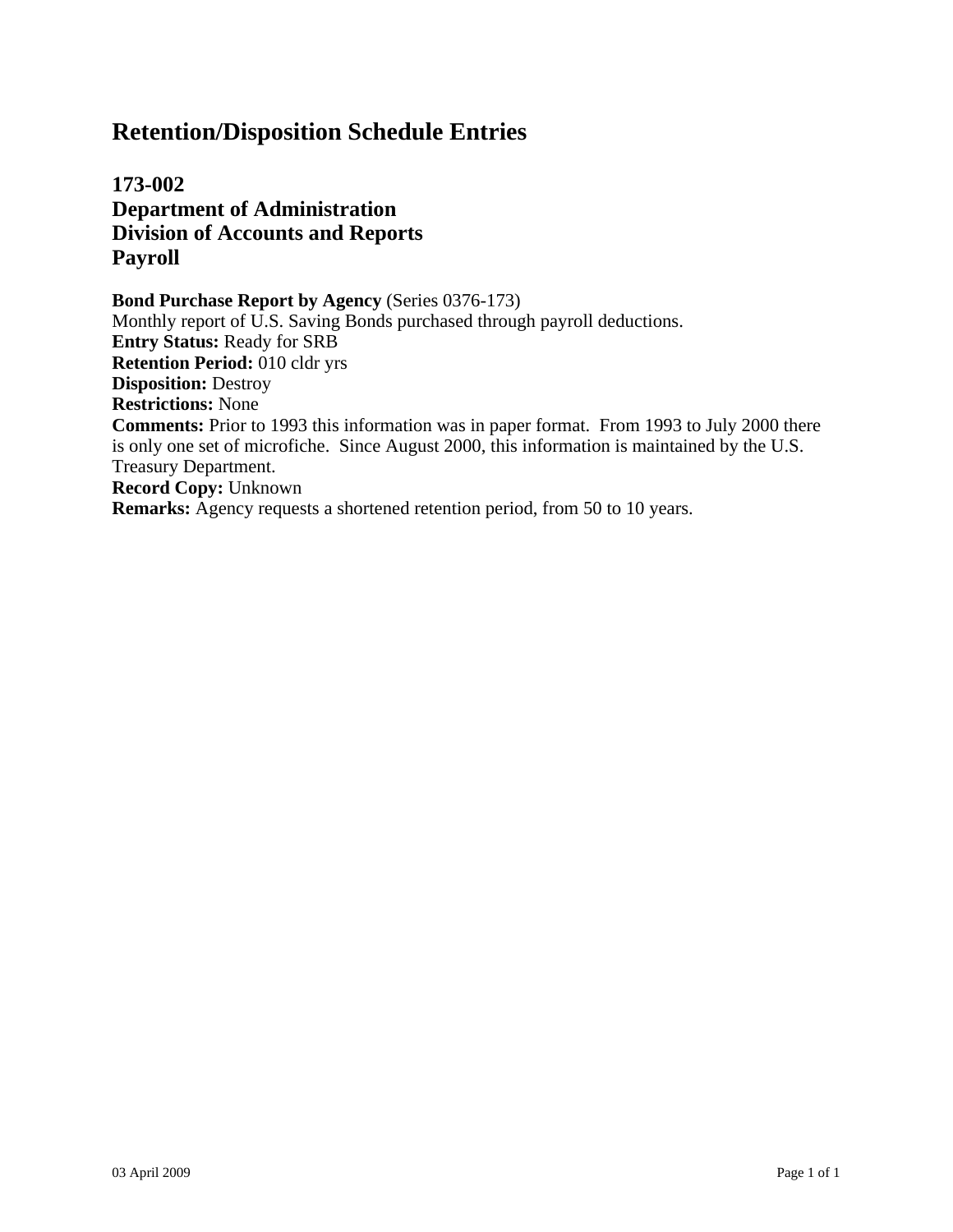# Retention/Disposition Schedule Entries

## 173-002
## Department of Administration
## Division of Accounts and Reports
## Payroll

**Bond Purchase Report by Agency** (Series 0376-173)
Monthly report of U.S. Saving Bonds purchased through payroll deductions.
**Entry Status:** Ready for SRB
**Retention Period:** 010 cldr yrs
**Disposition:** Destroy
**Restrictions:** None
**Comments:** Prior to 1993 this information was in paper format. From 1993 to July 2000 there is only one set of microfiche. Since August 2000, this information is maintained by the U.S. Treasury Department.
**Record Copy:** Unknown
**Remarks:** Agency requests a shortened retention period, from 50 to 10 years.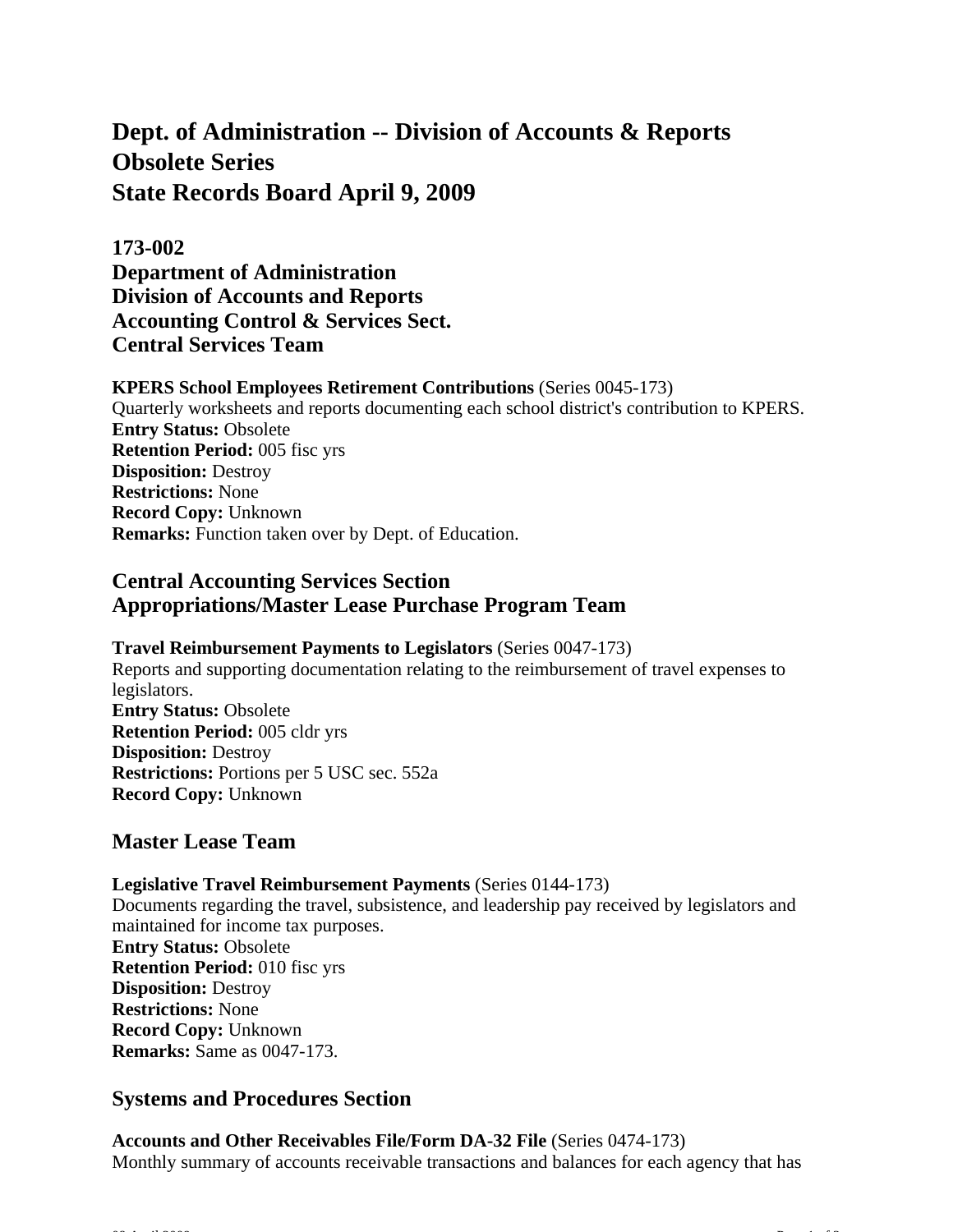# Dept. of Administration -- Division of Accounts & Reports Obsolete Series State Records Board April 9, 2009

## 173-002 Department of Administration Division of Accounts and Reports Accounting Control & Services Sect. Central Services Team

**KPERS School Employees Retirement Contributions** (Series 0045-173)
Quarterly worksheets and reports documenting each school district's contribution to KPERS.
**Entry Status:** Obsolete
**Retention Period:** 005 fisc yrs
**Disposition:** Destroy
**Restrictions:** None
**Record Copy:** Unknown
**Remarks:** Function taken over by Dept. of Education.

## Central Accounting Services Section Appropriations/Master Lease Purchase Program Team

**Travel Reimbursement Payments to Legislators** (Series 0047-173)
Reports and supporting documentation relating to the reimbursement of travel expenses to legislators.
**Entry Status:** Obsolete
**Retention Period:** 005 cldr yrs
**Disposition:** Destroy
**Restrictions:** Portions per 5 USC sec. 552a
**Record Copy:** Unknown

## Master Lease Team

**Legislative Travel Reimbursement Payments** (Series 0144-173)
Documents regarding the travel, subsistence, and leadership pay received by legislators and maintained for income tax purposes.
**Entry Status:** Obsolete
**Retention Period:** 010 fisc yrs
**Disposition:** Destroy
**Restrictions:** None
**Record Copy:** Unknown
**Remarks:** Same as 0047-173.

## Systems and Procedures Section

**Accounts and Other Receivables File/Form DA-32 File** (Series 0474-173)
Monthly summary of accounts receivable transactions and balances for each agency that has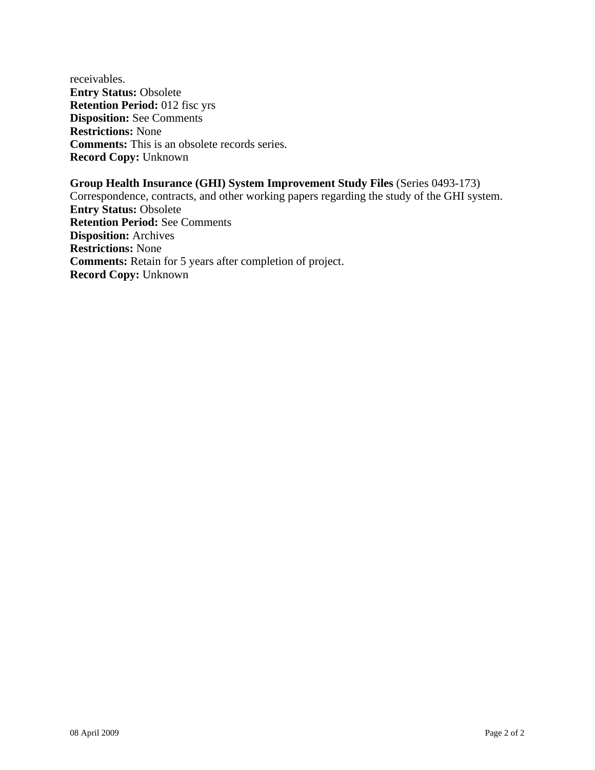receivables.
**Entry Status:** Obsolete
**Retention Period:** 012 fisc yrs
**Disposition:** See Comments
**Restrictions:** None
**Comments:** This is an obsolete records series.
**Record Copy:** Unknown

**Group Health Insurance (GHI) System Improvement Study Files** (Series 0493-173)
Correspondence, contracts, and other working papers regarding the study of the GHI system.
**Entry Status:** Obsolete
**Retention Period:** See Comments
**Disposition:** Archives
**Restrictions:** None
**Comments:** Retain for 5 years after completion of project.
**Record Copy:** Unknown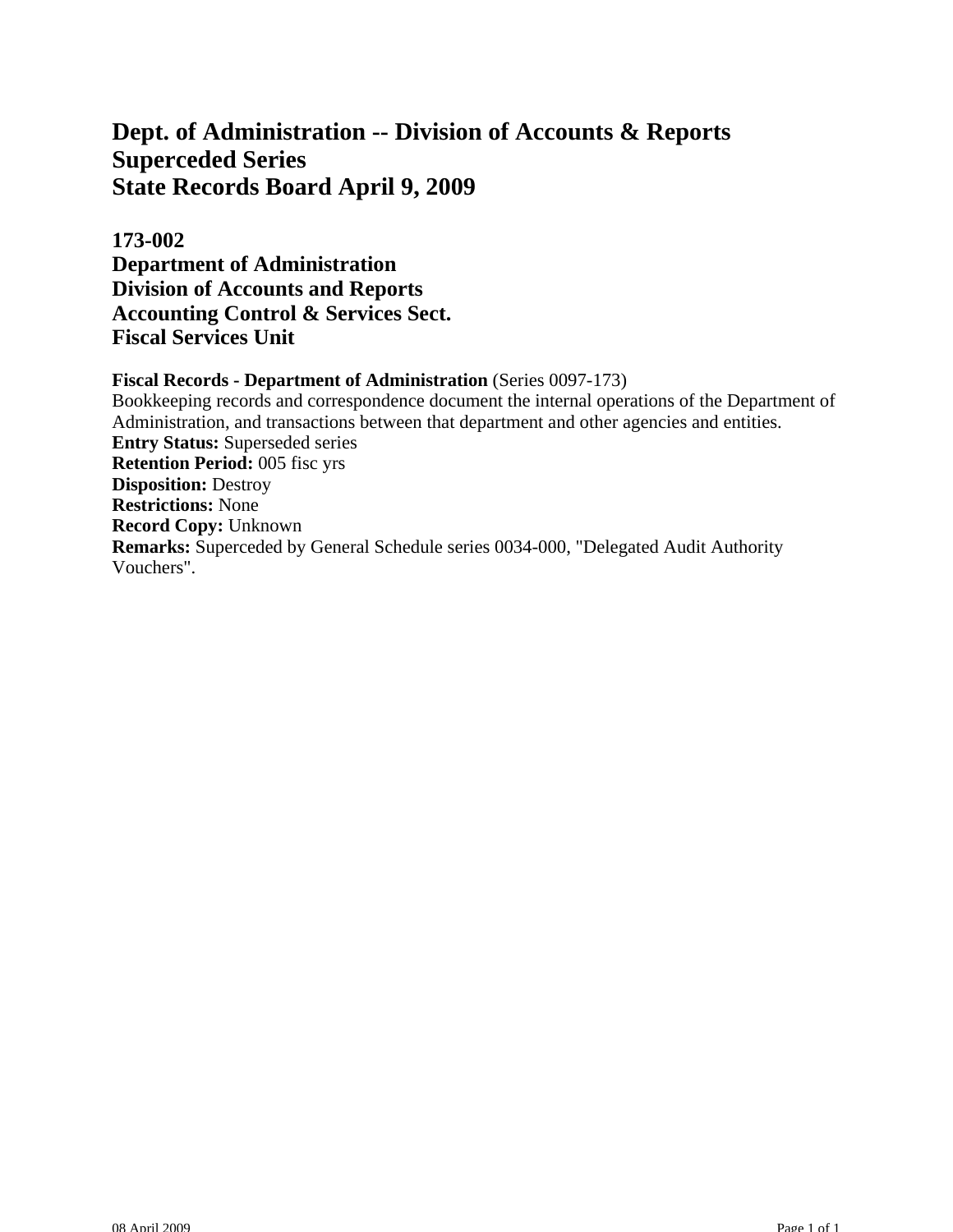# Dept. of Administration -- Division of Accounts & Reports
# Superceded Series
# State Records Board April 9, 2009

## 173-002
## Department of Administration
## Division of Accounts and Reports
## Accounting Control & Services Sect.
## Fiscal Services Unit

**Fiscal Records - Department of Administration** (Series 0097-173)
Bookkeeping records and correspondence document the internal operations of the Department of Administration, and transactions between that department and other agencies and entities.
**Entry Status:** Superseded series
**Retention Period:** 005 fisc yrs
**Disposition:** Destroy
**Restrictions:** None
**Record Copy:** Unknown
**Remarks:** Superceded by General Schedule series 0034-000, "Delegated Audit Authority Vouchers".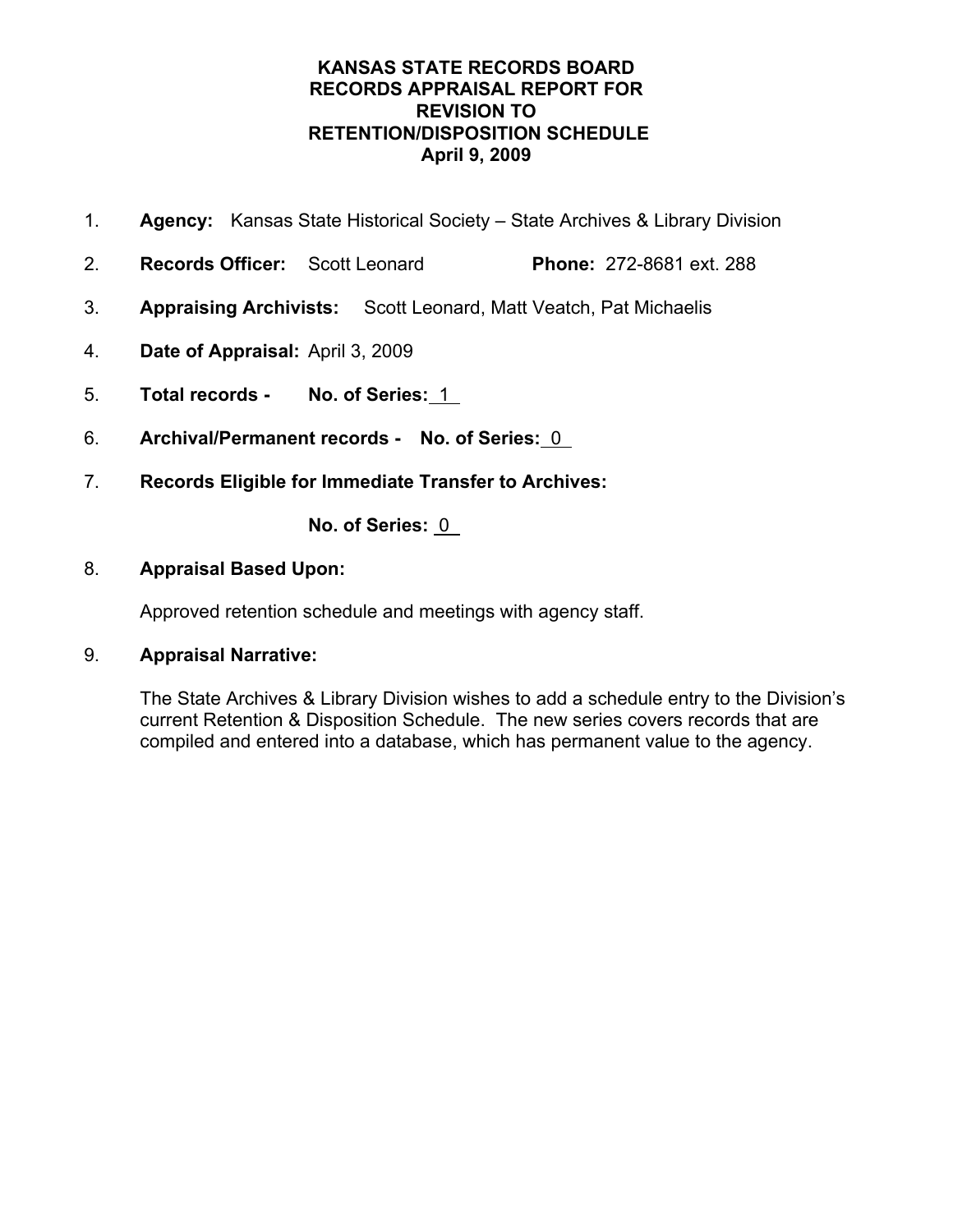# KANSAS STATE RECORDS BOARD
# RECORDS APPRAISAL REPORT FOR
# REVISION TO
# RETENTION/DISPOSITION SCHEDULE
# April 9, 2009

1. **Agency:** Kansas State Historical Society – State Archives & Library Division

2. **Records Officer:** Scott Leonard **Phone:** 272-8681 ext. 288

3. **Appraising Archivists:** Scott Leonard, Matt Veatch, Pat Michaelis

4. **Date of Appraisal:** April 3, 2009

5. **Total records - No. of Series:** 1

6. **Archival/Permanent records - No. of Series:** 0

7. **Records Eligible for Immediate Transfer to Archives:**

   **No. of Series:** 0

8. **Appraisal Based Upon:**

   Approved retention schedule and meetings with agency staff.

9. **Appraisal Narrative:**

   The State Archives & Library Division wishes to add a schedule entry to the Division's current Retention & Disposition Schedule. The new series covers records that are compiled and entered into a database, which has permanent value to the agency.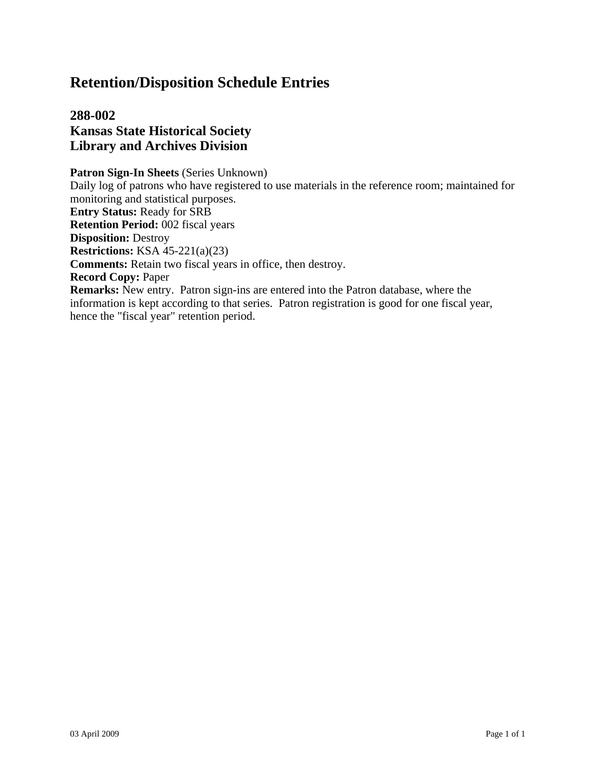# Retention/Disposition Schedule Entries

## 288-002
## Kansas State Historical Society
## Library and Archives Division

**Patron Sign-In Sheets** (Series Unknown)
Daily log of patrons who have registered to use materials in the reference room; maintained for monitoring and statistical purposes.
**Entry Status:** Ready for SRB
**Retention Period:** 002 fiscal years
**Disposition:** Destroy
**Restrictions:** KSA 45-221(a)(23)
**Comments:** Retain two fiscal years in office, then destroy.
**Record Copy:** Paper
**Remarks:** New entry. Patron sign-ins are entered into the Patron database, where the information is kept according to that series. Patron registration is good for one fiscal year, hence the "fiscal year" retention period.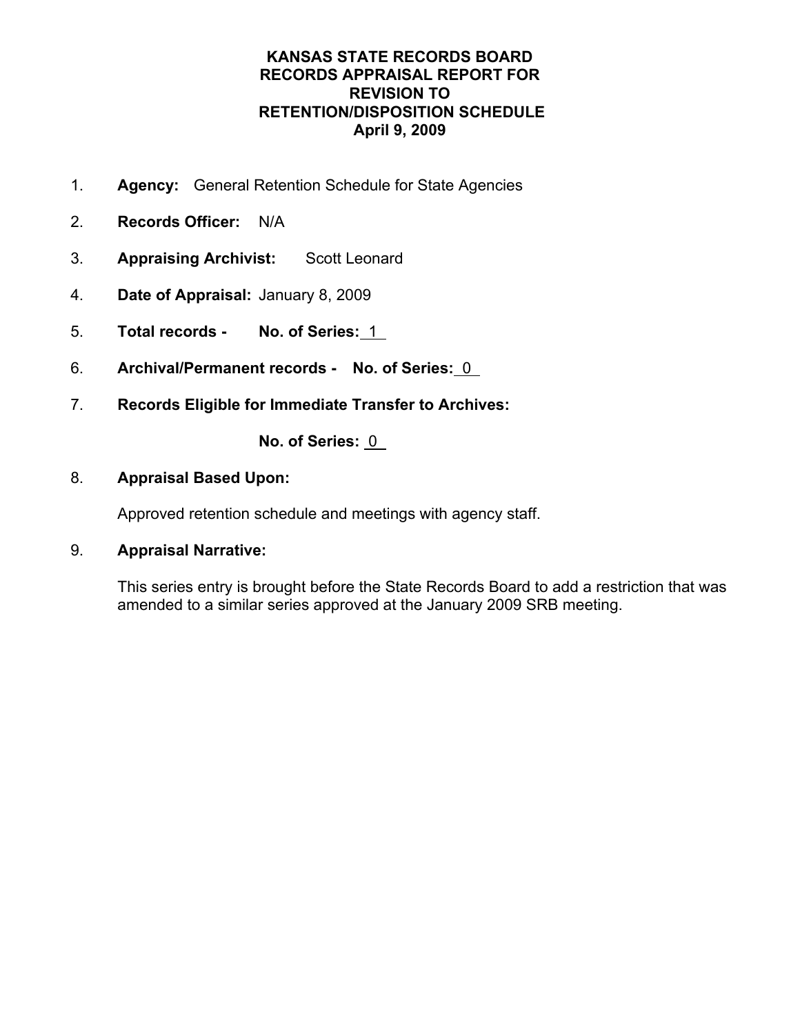# KANSAS STATE RECORDS BOARD
## RECORDS APPRAISAL REPORT FOR REVISION TO RETENTION/DISPOSITION SCHEDULE
### April 9, 2009

1. **Agency:** General Retention Schedule for State Agencies

2. **Records Officer:** N/A

3. **Appraising Archivist:** Scott Leonard

4. **Date of Appraisal:** January 8, 2009

5. **Total records - No. of Series:** 1

6. **Archival/Permanent records - No. of Series:** 0

7. **Records Eligible for Immediate Transfer to Archives:**

   **No. of Series:** 0

8. **Appraisal Based Upon:**

   Approved retention schedule and meetings with agency staff.

9. **Appraisal Narrative:**

   This series entry is brought before the State Records Board to add a restriction that was amended to a similar series approved at the January 2009 SRB meeting.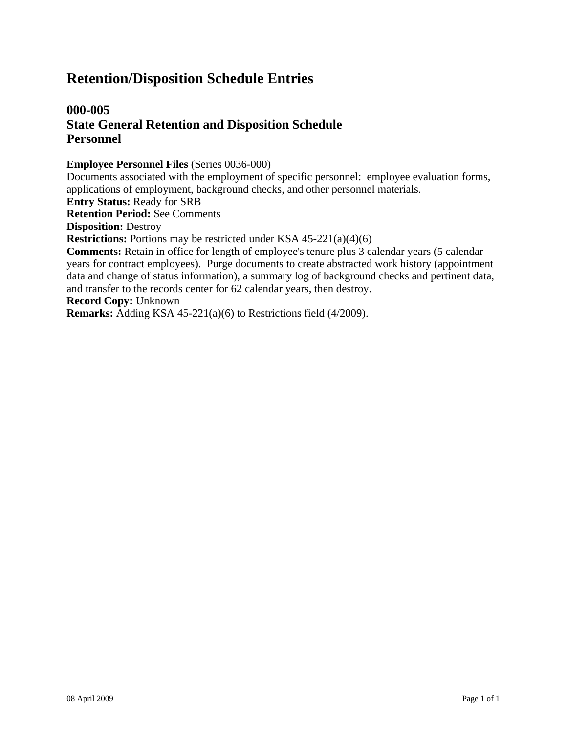# Retention/Disposition Schedule Entries

## 000-005
## State General Retention and Disposition Schedule
## Personnel

**Employee Personnel Files** (Series 0036-000)
Documents associated with the employment of specific personnel: employee evaluation forms, applications of employment, background checks, and other personnel materials.
**Entry Status:** Ready for SRB
**Retention Period:** See Comments
**Disposition:** Destroy
**Restrictions:** Portions may be restricted under KSA 45-221(a)(4)(6)
**Comments:** Retain in office for length of employee's tenure plus 3 calendar years (5 calendar years for contract employees). Purge documents to create abstracted work history (appointment data and change of status information), a summary log of background checks and pertinent data, and transfer to the records center for 62 calendar years, then destroy.
**Record Copy:** Unknown
**Remarks:** Adding KSA 45-221(a)(6) to Restrictions field (4/2009).

08 April 2009